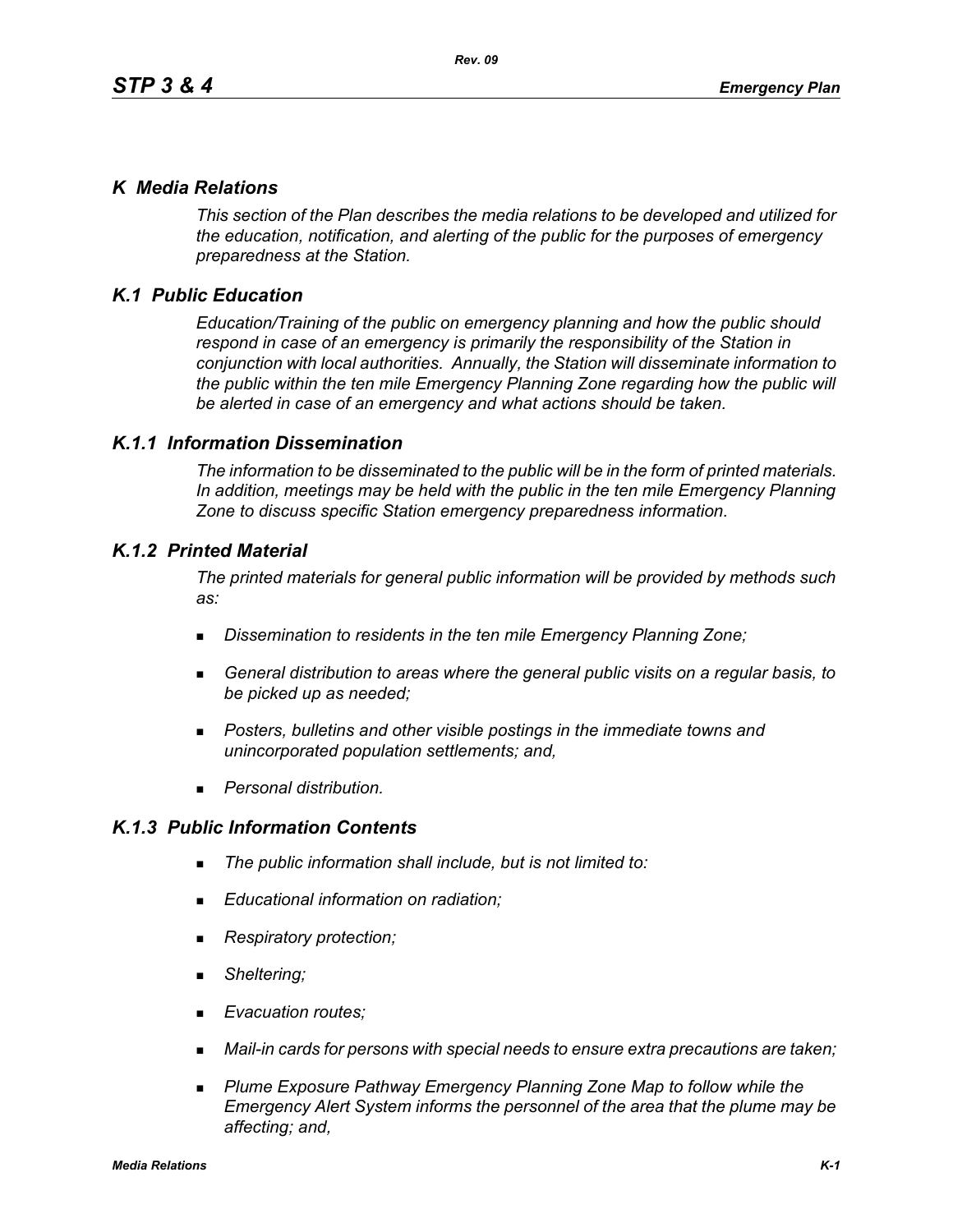## *K Media Relations*

*This section of the Plan describes the media relations to be developed and utilized for the education, notification, and alerting of the public for the purposes of emergency preparedness at the Station.*

### *K.1 Public Education*

*Education/Training of the public on emergency planning and how the public should respond in case of an emergency is primarily the responsibility of the Station in conjunction with local authorities. Annually, the Station will disseminate information to the public within the ten mile Emergency Planning Zone regarding how the public will be alerted in case of an emergency and what actions should be taken.*

#### *K.1.1 Information Dissemination*

*The information to be disseminated to the public will be in the form of printed materials. In addition, meetings may be held with the public in the ten mile Emergency Planning Zone to discuss specific Station emergency preparedness information.*

#### *K.1.2 Printed Material*

*The printed materials for general public information will be provided by methods such as:*

- *Dissemination to residents in the ten mile Emergency Planning Zone;*
- *General distribution to areas where the general public visits on a regular basis, to be picked up as needed;*
- *Posters, bulletins and other visible postings in the immediate towns and unincorporated population settlements; and,*
- *Personal distribution.*

#### *K.1.3 Public Information Contents*

- *The public information shall include, but is not limited to:*
- *Educational information on radiation;*
- *Respiratory protection;*
- *Sheltering;*
- *Evacuation routes;*
- *Mail-in cards for persons with special needs to ensure extra precautions are taken;*
- *Plume Exposure Pathway Emergency Planning Zone Map to follow while the Emergency Alert System informs the personnel of the area that the plume may be affecting; and,*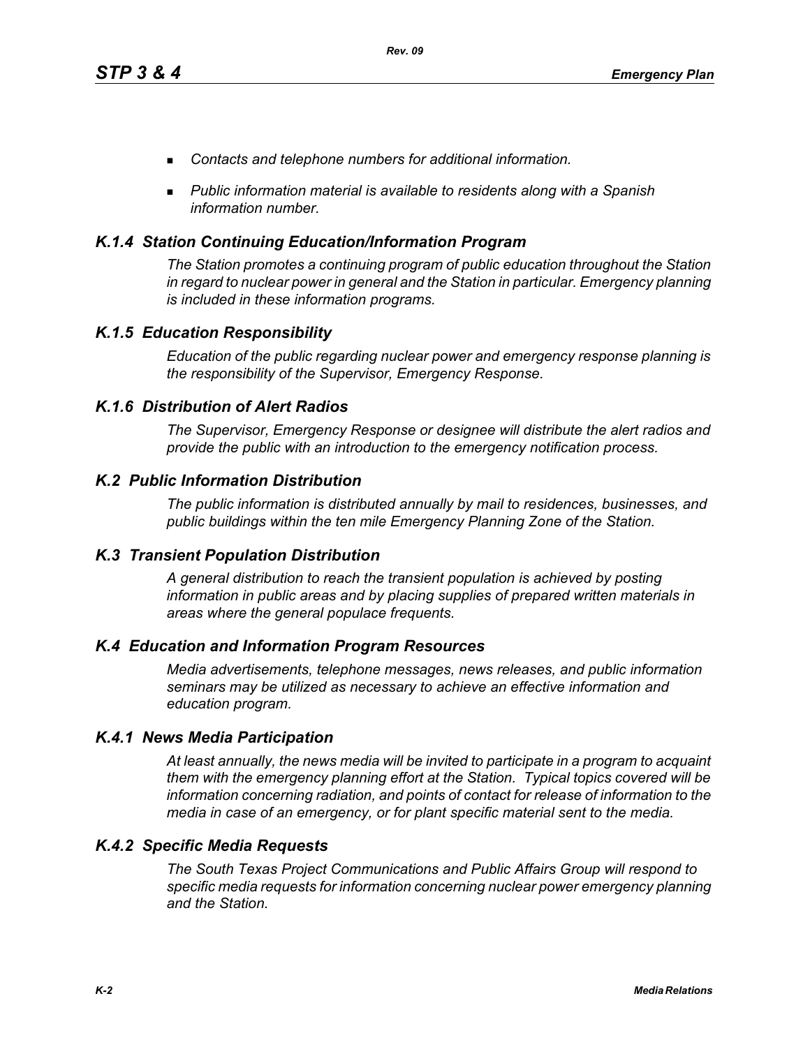- *Contacts and telephone numbers for additional information.*
- *Public information material is available to residents along with a Spanish information number.*

### *K.1.4 Station Continuing Education/Information Program*

*The Station promotes a continuing program of public education throughout the Station in regard to nuclear power in general and the Station in particular. Emergency planning is included in these information programs.*

### *K.1.5 Education Responsibility*

*Education of the public regarding nuclear power and emergency response planning is the responsibility of the Supervisor, Emergency Response.*

### *K.1.6 Distribution of Alert Radios*

*The Supervisor, Emergency Response or designee will distribute the alert radios and provide the public with an introduction to the emergency notification process.*

## *K.2 Public Information Distribution*

*The public information is distributed annually by mail to residences, businesses, and public buildings within the ten mile Emergency Planning Zone of the Station.*

## *K.3 Transient Population Distribution*

*A general distribution to reach the transient population is achieved by posting information in public areas and by placing supplies of prepared written materials in areas where the general populace frequents.*

## *K.4 Education and Information Program Resources*

*Media advertisements, telephone messages, news releases, and public information seminars may be utilized as necessary to achieve an effective information and education program.*

### *K.4.1 News Media Participation*

*At least annually, the news media will be invited to participate in a program to acquaint them with the emergency planning effort at the Station. Typical topics covered will be information concerning radiation, and points of contact for release of information to the media in case of an emergency, or for plant specific material sent to the media.*

### *K.4.2 Specific Media Requests*

*The South Texas Project Communications and Public Affairs Group will respond to specific media requests for information concerning nuclear power emergency planning and the Station.*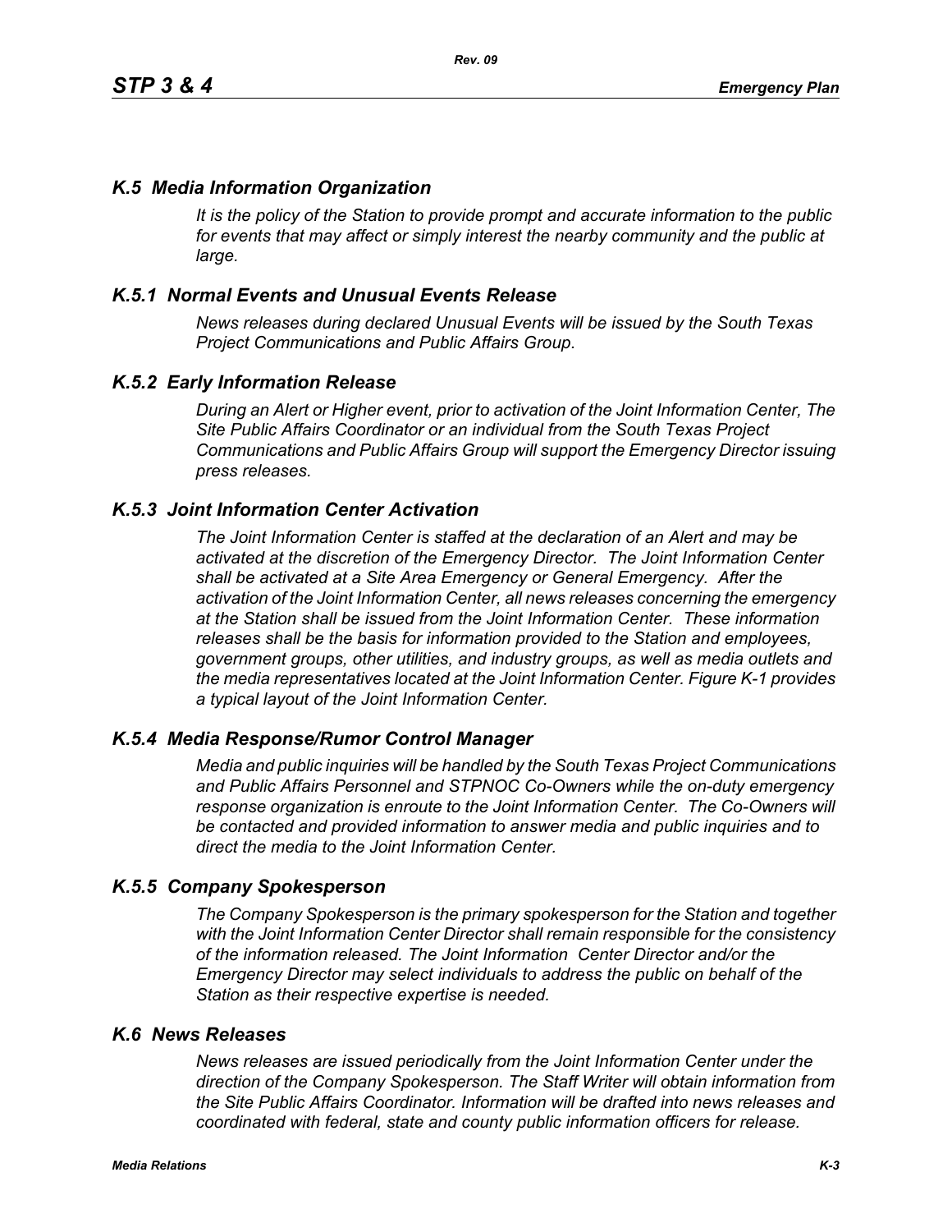## *K.5 Media Information Organization*

*It is the policy of the Station to provide prompt and accurate information to the public for events that may affect or simply interest the nearby community and the public at large.*

### *K.5.1 Normal Events and Unusual Events Release*

*News releases during declared Unusual Events will be issued by the South Texas Project Communications and Public Affairs Group.*

### *K.5.2 Early Information Release*

*During an Alert or Higher event, prior to activation of the Joint Information Center, The Site Public Affairs Coordinator or an individual from the South Texas Project Communications and Public Affairs Group will support the Emergency Director issuing press releases.*

### *K.5.3 Joint Information Center Activation*

*The Joint Information Center is staffed at the declaration of an Alert and may be activated at the discretion of the Emergency Director. The Joint Information Center shall be activated at a Site Area Emergency or General Emergency. After the activation of the Joint Information Center, all news releases concerning the emergency at the Station shall be issued from the Joint Information Center. These information releases shall be the basis for information provided to the Station and employees, government groups, other utilities, and industry groups, as well as media outlets and the media representatives located at the Joint Information Center. Figure K-1 provides a typical layout of the Joint Information Center.*

### *K.5.4 Media Response/Rumor Control Manager*

*Media and public inquiries will be handled by the South Texas Project Communications and Public Affairs Personnel and STPNOC Co-Owners while the on-duty emergency response organization is enroute to the Joint Information Center. The Co-Owners will be contacted and provided information to answer media and public inquiries and to direct the media to the Joint Information Center.*

### *K.5.5 Company Spokesperson*

*The Company Spokesperson is the primary spokesperson for the Station and together with the Joint Information Center Director shall remain responsible for the consistency of the information released. The Joint Information Center Director and/or the Emergency Director may select individuals to address the public on behalf of the Station as their respective expertise is needed.*

## *K.6 News Releases*

*News releases are issued periodically from the Joint Information Center under the direction of the Company Spokesperson. The Staff Writer will obtain information from the Site Public Affairs Coordinator. Information will be drafted into news releases and coordinated with federal, state and county public information officers for release.*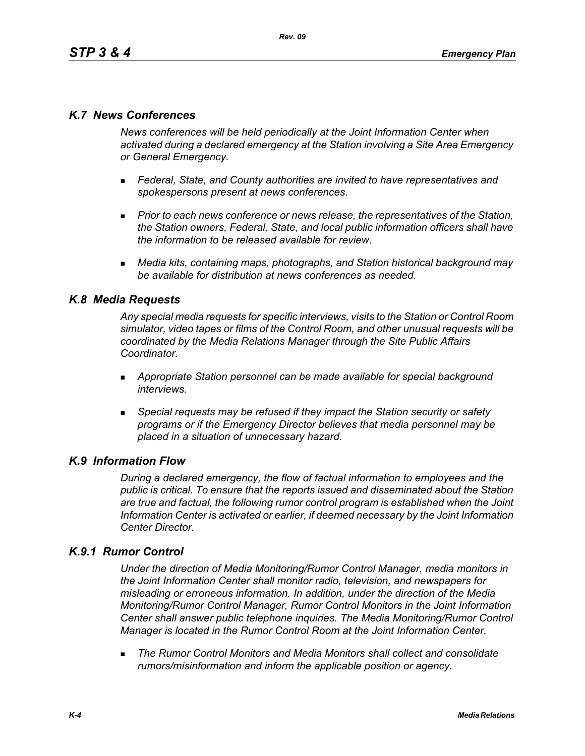## *K.7 News Conferences*

*News conferences will be held periodically at the Joint Information Center when activated during a declared emergency at the Station involving a Site Area Emergency or General Emergency.*

- *Federal, State, and County authorities are invited to have representatives and spokespersons present at news conferences.*
- *Prior to each news conference or news release, the representatives of the Station, the Station owners, Federal, State, and local public information officers shall have the information to be released available for review.*
- *Media kits, containing maps, photographs, and Station historical background may be available for distribution at news conferences as needed.*

## *K.8 Media Requests*

*Any special media requests for specific interviews, visits to the Station or Control Room simulator, video tapes or films of the Control Room, and other unusual requests will be coordinated by the Media Relations Manager through the Site Public Affairs Coordinator.*

- *Appropriate Station personnel can be made available for special background interviews.*
- *Special requests may be refused if they impact the Station security or safety programs or if the Emergency Director believes that media personnel may be placed in a situation of unnecessary hazard.*

## *K.9 Information Flow*

*During a declared emergency, the flow of factual information to employees and the public is critical. To ensure that the reports issued and disseminated about the Station are true and factual, the following rumor control program is established when the Joint Information Center is activated or earlier, if deemed necessary by the Joint Information Center Director.*

### *K.9.1 Rumor Control*

*Under the direction of Media Monitoring/Rumor Control Manager, media monitors in the Joint Information Center shall monitor radio, television, and newspapers for misleading or erroneous information. In addition, under the direction of the Media Monitoring/Rumor Control Manager, Rumor Control Monitors in the Joint Information Center shall answer public telephone inquiries. The Media Monitoring/Rumor Control Manager is located in the Rumor Control Room at the Joint Information Center.*

- *The Rumor Control Monitors and Media Monitors shall collect and consolidate rumors/misinformation and inform the applicable position or agency.*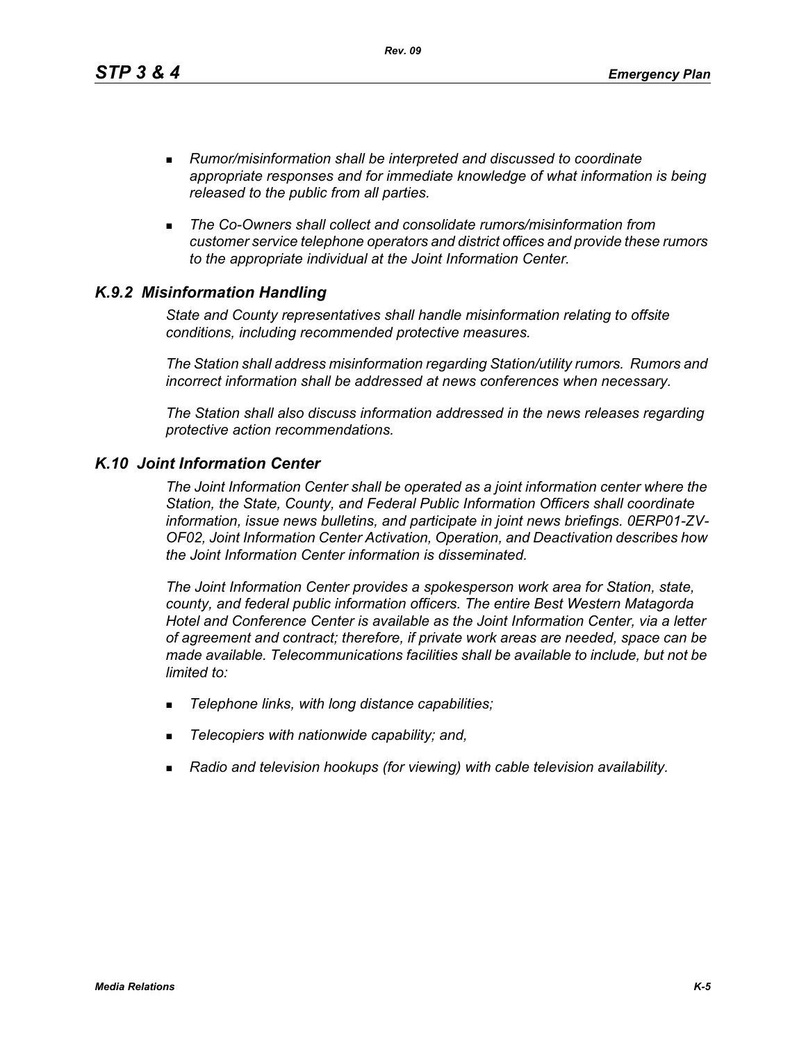- *Rumor/misinformation shall be interpreted and discussed to coordinate appropriate responses and for immediate knowledge of what information is being released to the public from all parties.*

- *The Co-Owners shall collect and consolidate rumors/misinformation from customer service telephone operators and district offices and provide these rumors to the appropriate individual at the Joint Information Center.*

### *K.9.2 Misinformation Handling*

*State and County representatives shall handle misinformation relating to offsite conditions, including recommended protective measures.*

*The Station shall address misinformation regarding Station/utility rumors. Rumors and incorrect information shall be addressed at news conferences when necessary.*

*The Station shall also discuss information addressed in the news releases regarding protective action recommendations.*

## *K.10 Joint Information Center*

*The Joint Information Center shall be operated as a joint information center where the Station, the State, County, and Federal Public Information Officers shall coordinate information, issue news bulletins, and participate in joint news briefings. 0ERP01-ZV-OF02, Joint Information Center Activation, Operation, and Deactivation describes how the Joint Information Center information is disseminated.*

*The Joint Information Center provides a spokesperson work area for Station, state, county, and federal public information officers. The entire Best Western Matagorda Hotel and Conference Center is available as the Joint Information Center, via a letter of agreement and contract; therefore, if private work areas are needed, space can be made available. Telecommunications facilities shall be available to include, but not be limited to:*

- *Telephone links, with long distance capabilities;*

- *Telecopiers with nationwide capability; and,*

- *Radio and television hookups (for viewing) with cable television availability.*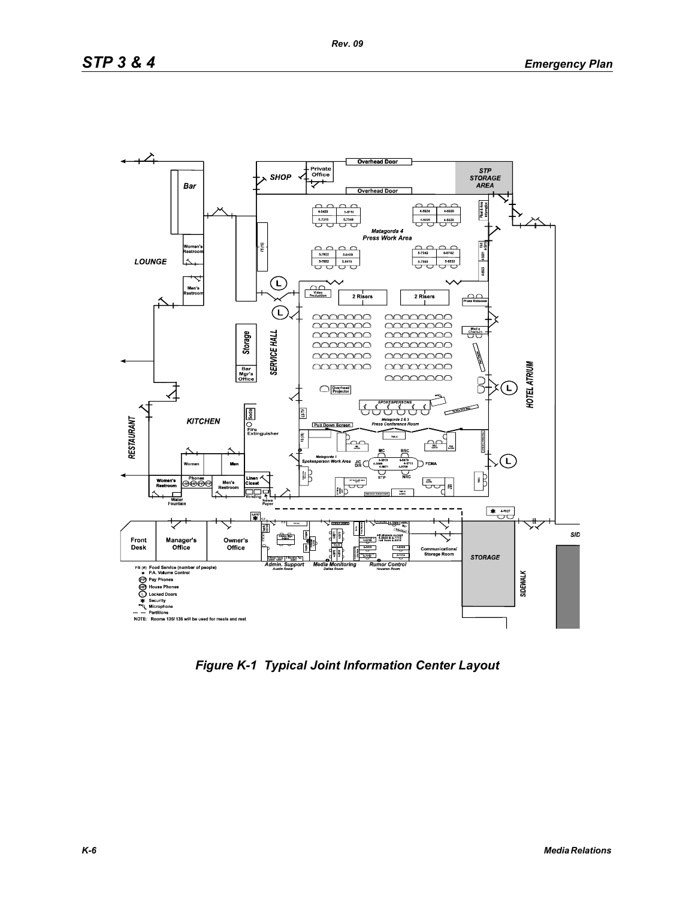*Figure K-1 Typical Joint Information Center Layout*